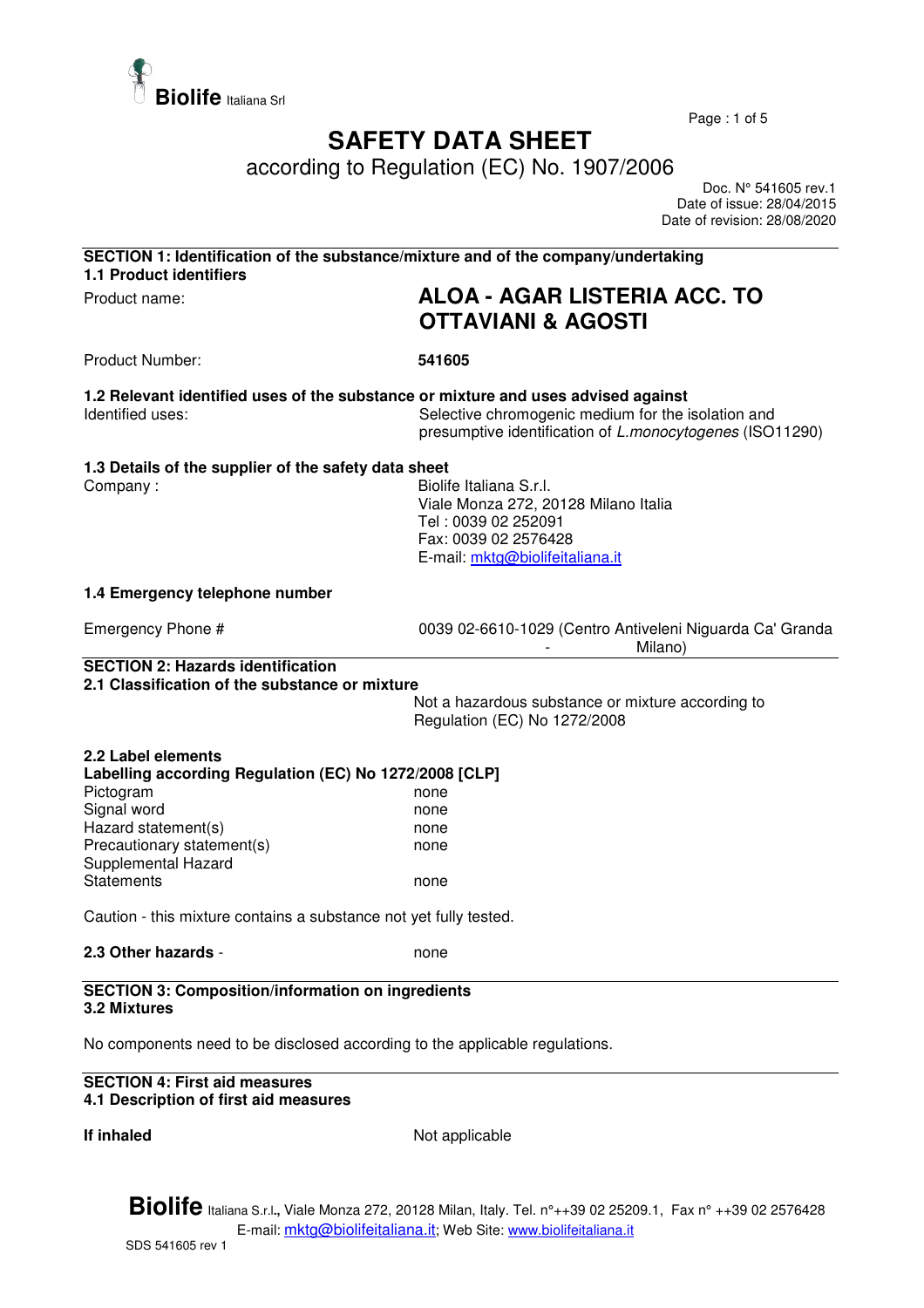**Biolife** Italiana Srl

# SAFETY DATA SHEET

according to Regulation (EC) No. 1907/2006

Doc. N° 541605 rev.1
Date of issue: 28/04/2015
Date of revision: 28/08/2020

## SECTION 1: Identification of the substance/mixture and of the company/undertaking

### 1.1 Product identifiers

| | |
|---|---|
| Product name: | **ALOA - AGAR LISTERIA ACC. TO OTTAVIANI & AGOSTI** |
| Product Number: | **541605** |

### 1.2 Relevant identified uses of the substance or mixture and uses advised against

| | |
|---|---|
| Identified uses: | Selective chromogenic medium for the isolation and presumptive identification of *L.monocytogenes* (ISO11290) |

### 1.3 Details of the supplier of the safety data sheet

| | |
|---|---|
| Company : | Biolife Italiana S.r.l.<br>Viale Monza 272, 20128 Milano Italia<br>Tel : 0039 02 252091<br>Fax: 0039 02 2576428<br>E-mail: mktg@biolifeitaliana.it |

### 1.4 Emergency telephone number

| | |
|---|---|
| Emergency Phone # | 0039 02-6610-1029 (Centro Antiveleni Niguarda Ca' Granda - Milano) |

## SECTION 2: Hazards identification

### 2.1 Classification of the substance or mixture

Not a hazardous substance or mixture according to Regulation (EC) No 1272/2008

### 2.2 Label elements

**Labelling according Regulation (EC) No 1272/2008 [CLP]**

| | |
|---|---|
| Pictogram | none |
| Signal word | none |
| Hazard statement(s) | none |
| Precautionary statement(s) | none |
| Supplemental Hazard Statements | none |

Caution - this mixture contains a substance not yet fully tested.

**2.3 Other hazards** - none

## SECTION 3: Composition/information on ingredients

### 3.2 Mixtures

No components need to be disclosed according to the applicable regulations.

## SECTION 4: First aid measures

### 4.1 Description of first aid measures

**If inhaled** Not applicable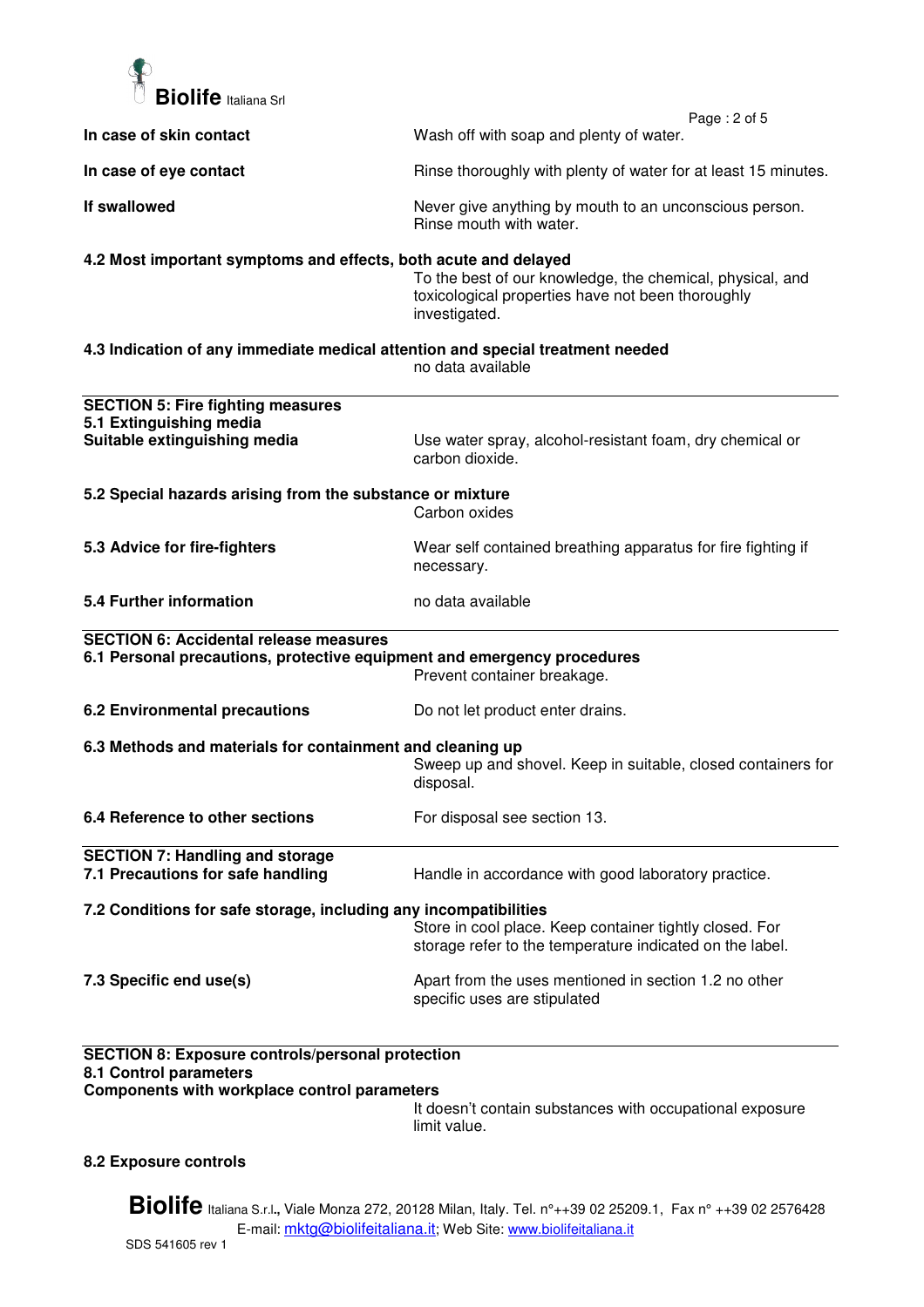**In case of skin contact** Wash off with soap and plenty of water.

**In case of eye contact** Rinse thoroughly with plenty of water for at least 15 minutes.

**If swallowed** Never give anything by mouth to an unconscious person. Rinse mouth with water.

**4.2 Most important symptoms and effects, both acute and delayed**

To the best of our knowledge, the chemical, physical, and toxicological properties have not been thoroughly investigated.

**4.3 Indication of any immediate medical attention and special treatment needed**

no data available

## SECTION 5: Fire fighting measures

**5.1 Extinguishing media**

**Suitable extinguishing media** Use water spray, alcohol-resistant foam, dry chemical or carbon dioxide.

**5.2 Special hazards arising from the substance or mixture**

Carbon oxides

**5.3 Advice for fire-fighters** Wear self contained breathing apparatus for fire fighting if necessary.

**5.4 Further information** no data available

## SECTION 6: Accidental release measures

**6.1 Personal precautions, protective equipment and emergency procedures**

Prevent container breakage.

**6.2 Environmental precautions** Do not let product enter drains.

**6.3 Methods and materials for containment and cleaning up**

Sweep up and shovel. Keep in suitable, closed containers for disposal.

**6.4 Reference to other sections** For disposal see section 13.

## SECTION 7: Handling and storage

**7.1 Precautions for safe handling** Handle in accordance with good laboratory practice.

**7.2 Conditions for safe storage, including any incompatibilities**

Store in cool place. Keep container tightly closed. For storage refer to the temperature indicated on the label.

**7.3 Specific end use(s)** Apart from the uses mentioned in section 1.2 no other specific uses are stipulated

## SECTION 8: Exposure controls/personal protection

**8.1 Control parameters**

**Components with workplace control parameters**

It doesn't contain substances with occupational exposure limit value.

**8.2 Exposure controls**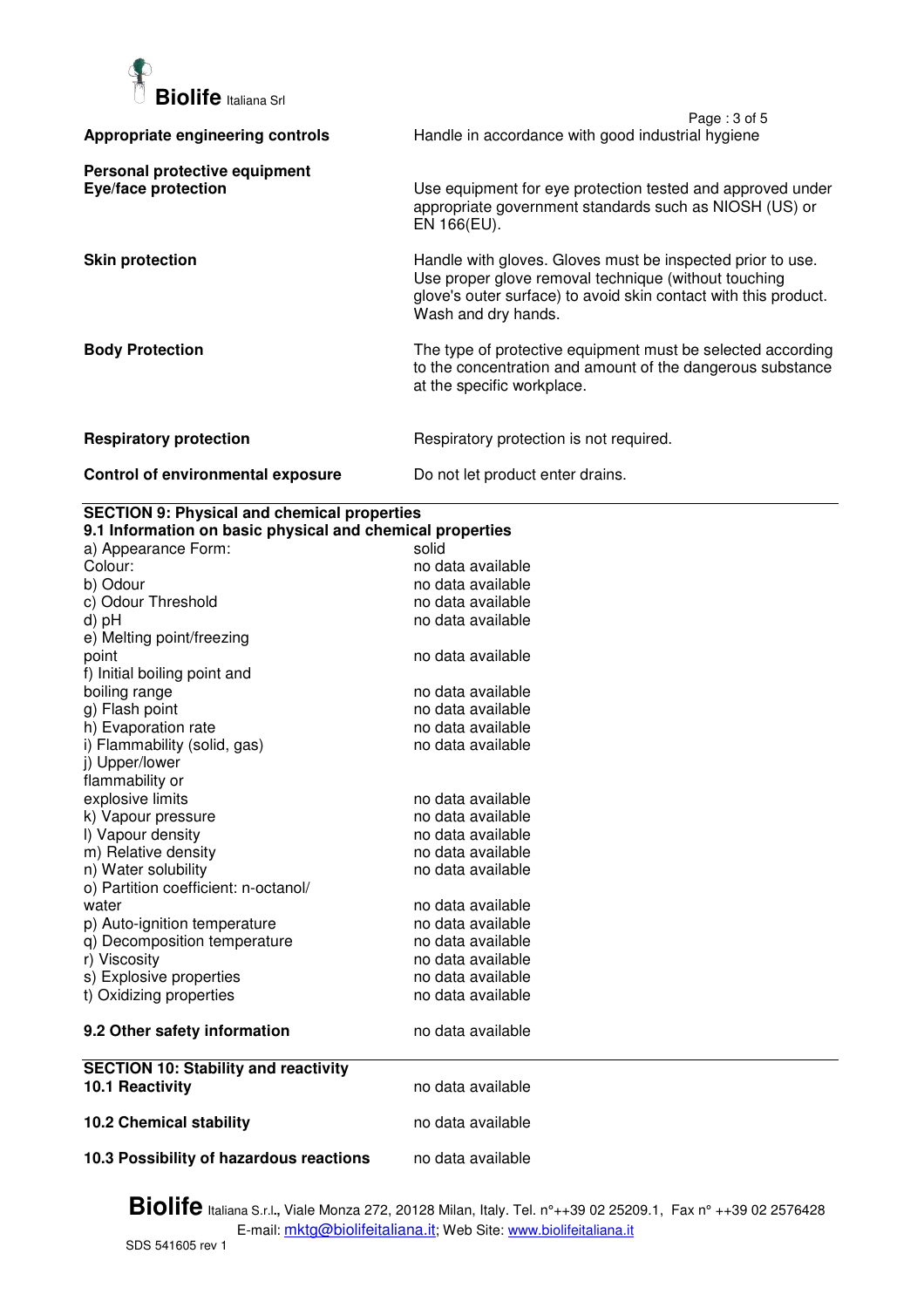| | |
|---|---|
| **Appropriate engineering controls** | Handle in accordance with good industrial hygiene |
| **Personal protective equipment** | |
| **Eye/face protection** | Use equipment for eye protection tested and approved under appropriate government standards such as NIOSH (US) or EN 166(EU). |
| **Skin protection** | Handle with gloves. Gloves must be inspected prior to use. Use proper glove removal technique (without touching glove's outer surface) to avoid skin contact with this product. Wash and dry hands. |
| **Body Protection** | The type of protective equipment must be selected according to the concentration and amount of the dangerous substance at the specific workplace. |
| **Respiratory protection** | Respiratory protection is not required. |
| **Control of environmental exposure** | Do not let product enter drains. |

## SECTION 9: Physical and chemical properties

### 9.1 Information on basic physical and chemical properties

| | |
|---|---|
| a) Appearance Form: | solid |
| Colour: | no data available |
| b) Odour | no data available |
| c) Odour Threshold | no data available |
| d) pH | no data available |
| e) Melting point/freezing point | no data available |
| f) Initial boiling point and boiling range | no data available |
| g) Flash point | no data available |
| h) Evaporation rate | no data available |
| i) Flammability (solid, gas) | no data available |
| j) Upper/lower flammability or explosive limits | no data available |
| k) Vapour pressure | no data available |
| l) Vapour density | no data available |
| m) Relative density | no data available |
| n) Water solubility | no data available |
| o) Partition coefficient: n-octanol/ water | no data available |
| p) Auto-ignition temperature | no data available |
| q) Decomposition temperature | no data available |
| r) Viscosity | no data available |
| s) Explosive properties | no data available |
| t) Oxidizing properties | no data available |

| | |
|---|---|
| **9.2 Other safety information** | no data available |

## SECTION 10: Stability and reactivity

| | |
|---|---|
| **10.1 Reactivity** | no data available |
| **10.2 Chemical stability** | no data available |
| **10.3 Possibility of hazardous reactions** | no data available |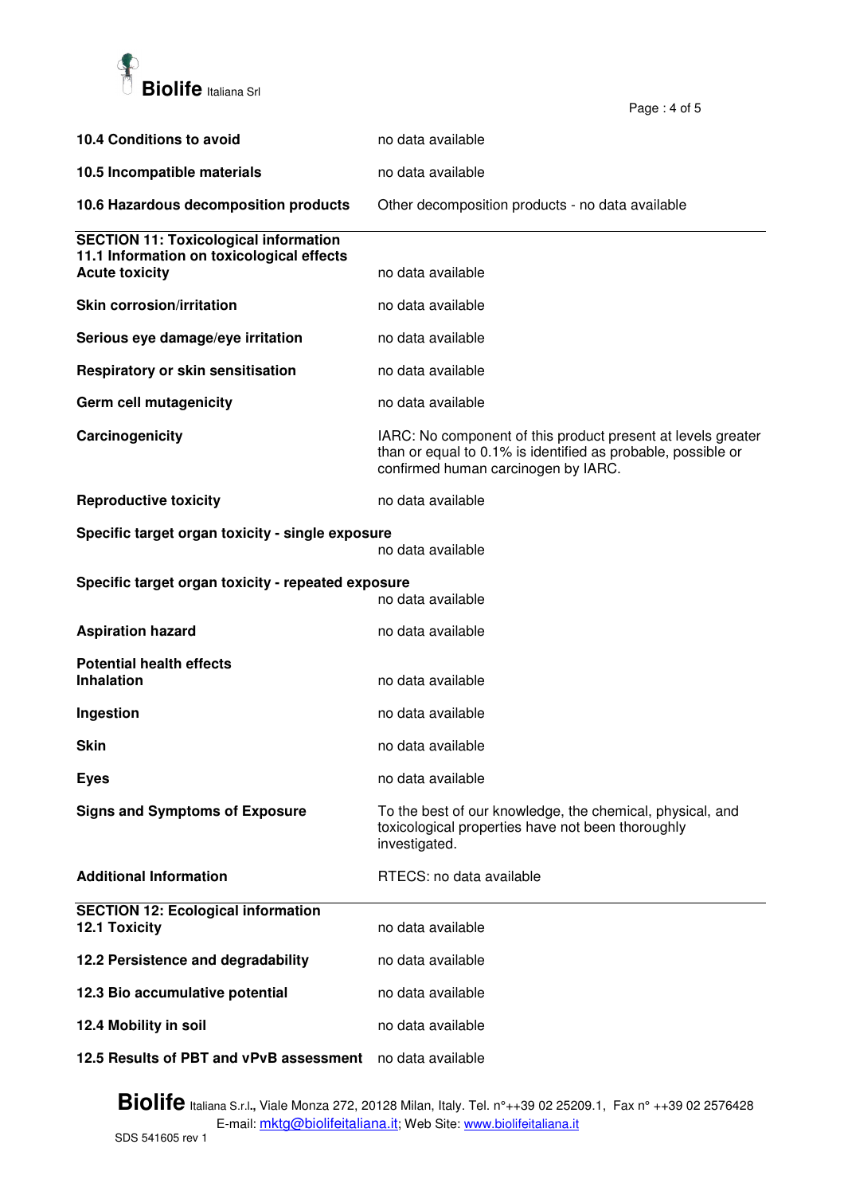| | |
|---|---|
| **10.4 Conditions to avoid** | no data available |
| **10.5 Incompatible materials** | no data available |
| **10.6 Hazardous decomposition products** | Other decomposition products - no data available |

## SECTION 11: Toxicological information

### 11.1 Information on toxicological effects

| | |
|---|---|
| **Acute toxicity** | no data available |
| **Skin corrosion/irritation** | no data available |
| **Serious eye damage/eye irritation** | no data available |
| **Respiratory or skin sensitisation** | no data available |
| **Germ cell mutagenicity** | no data available |
| **Carcinogenicity** | IARC: No component of this product present at levels greater than or equal to 0.1% is identified as probable, possible or confirmed human carcinogen by IARC. |
| **Reproductive toxicity** | no data available |
| **Specific target organ toxicity - single exposure** | no data available |
| **Specific target organ toxicity - repeated exposure** | no data available |
| **Aspiration hazard** | no data available |

**Potential health effects**

| | |
|---|---|
| **Inhalation** | no data available |
| **Ingestion** | no data available |
| **Skin** | no data available |
| **Eyes** | no data available |
| **Signs and Symptoms of Exposure** | To the best of our knowledge, the chemical, physical, and toxicological properties have not been thoroughly investigated. |
| **Additional Information** | RTECS: no data available |

## SECTION 12: Ecological information

| | |
|---|---|
| **12.1 Toxicity** | no data available |
| **12.2 Persistence and degradability** | no data available |
| **12.3 Bio accumulative potential** | no data available |
| **12.4 Mobility in soil** | no data available |
| **12.5 Results of PBT and vPvB assessment** | no data available |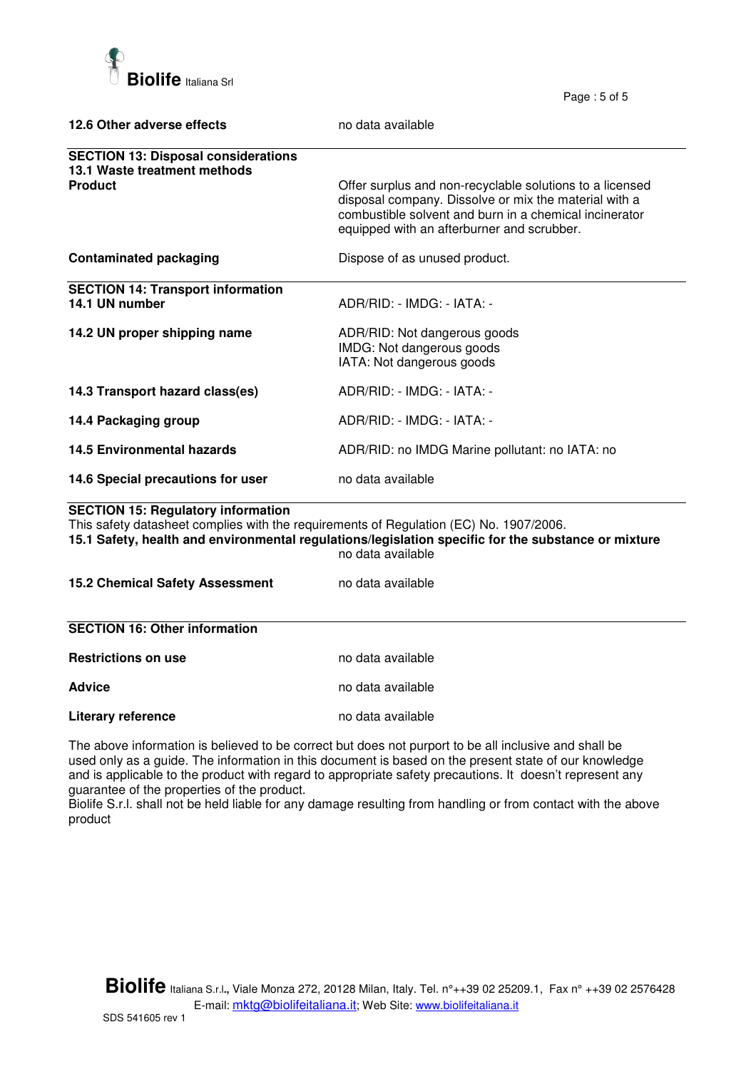**12.6 Other adverse effects** no data available

## SECTION 13: Disposal considerations

### 13.1 Waste treatment methods

**Product**

Offer surplus and non-recyclable solutions to a licensed disposal company. Dissolve or mix the material with a combustible solvent and burn in a chemical incinerator equipped with an afterburner and scrubber.

**Contaminated packaging**

Dispose of as unused product.

## SECTION 14: Transport information

**14.1 UN number**

ADR/RID: - IMDG: - IATA: -

**14.2 UN proper shipping name**

ADR/RID: Not dangerous goods
IMDG: Not dangerous goods
IATA: Not dangerous goods

**14.3 Transport hazard class(es)**

ADR/RID: - IMDG: - IATA: -

**14.4 Packaging group**

ADR/RID: - IMDG: - IATA: -

**14.5 Environmental hazards**

ADR/RID: no IMDG Marine pollutant: no IATA: no

**14.6 Special precautions for user**

no data available

## SECTION 15: Regulatory information

This safety datasheet complies with the requirements of Regulation (EC) No. 1907/2006.

**15.1 Safety, health and environmental regulations/legislation specific for the substance or mixture**

no data available

**15.2 Chemical Safety Assessment**

no data available

## SECTION 16: Other information

**Restrictions on use**

no data available

**Advice**

no data available

**Literary reference**

no data available

The above information is believed to be correct but does not purport to be all inclusive and shall be used only as a guide. The information in this document is based on the present state of our knowledge and is applicable to the product with regard to appropriate safety precautions. It doesn't represent any guarantee of the properties of the product.
Biolife S.r.l. shall not be held liable for any damage resulting from handling or from contact with the above product

**Biolife** Italiana S.r.l., Viale Monza 272, 20128 Milan, Italy. Tel. n°++39 02 25209.1, Fax n° ++39 02 2576428
E-mail: mktg@biolifeitaliana.it; Web Site: www.biolifeitaliana.it

SDS 541605 rev 1